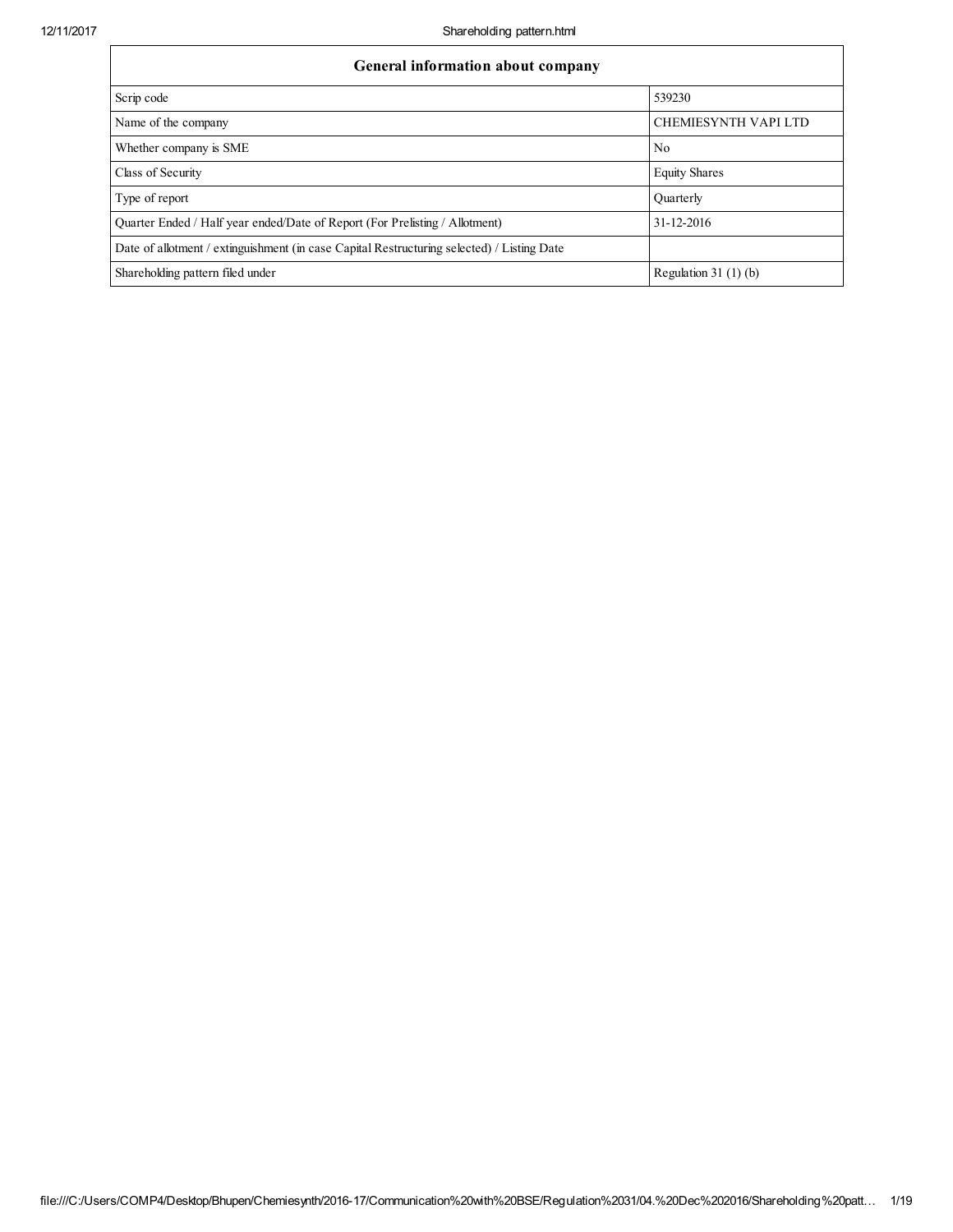| General information about company | |
|---|---|
| Scrip code | 539230 |
| Name of the company | CHEMIESYNTH VAPI LTD |
| Whether company is SME | No |
| Class of Security | Equity Shares |
| Type of report | Quarterly |
| Quarter Ended / Half year ended/Date of Report (For Prelisting / Allotment) | 31-12-2016 |
| Date of allotment / extinguishment (in case Capital Restructuring selected) / Listing Date | |
| Shareholding pattern filed under | Regulation 31 (1) (b) |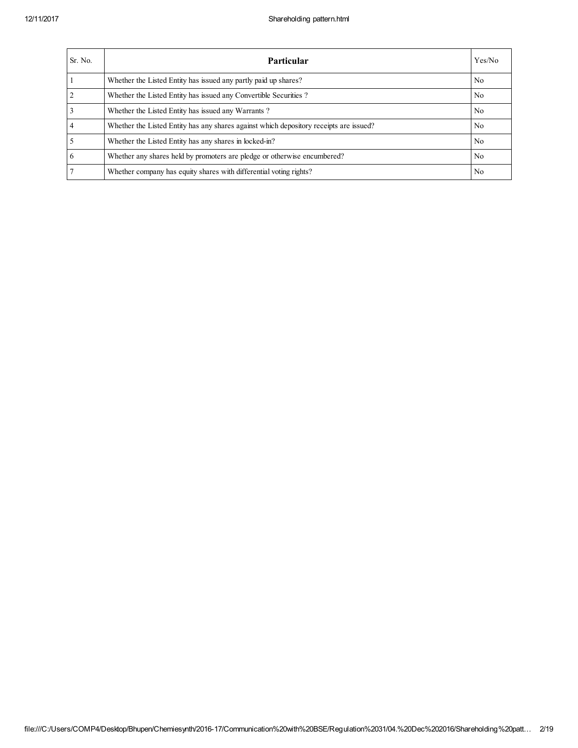| Sr. No. | Particular | Yes/No |
| --- | --- | --- |
| 1 | Whether the Listed Entity has issued any partly paid up shares? | No |
| 2 | Whether the Listed Entity has issued any Convertible Securities ? | No |
| 3 | Whether the Listed Entity has issued any Warrants ? | No |
| 4 | Whether the Listed Entity has any shares against which depository receipts are issued? | No |
| 5 | Whether the Listed Entity has any shares in locked-in? | No |
| 6 | Whether any shares held by promoters are pledge or otherwise encumbered? | No |
| 7 | Whether company has equity shares with differential voting rights? | No |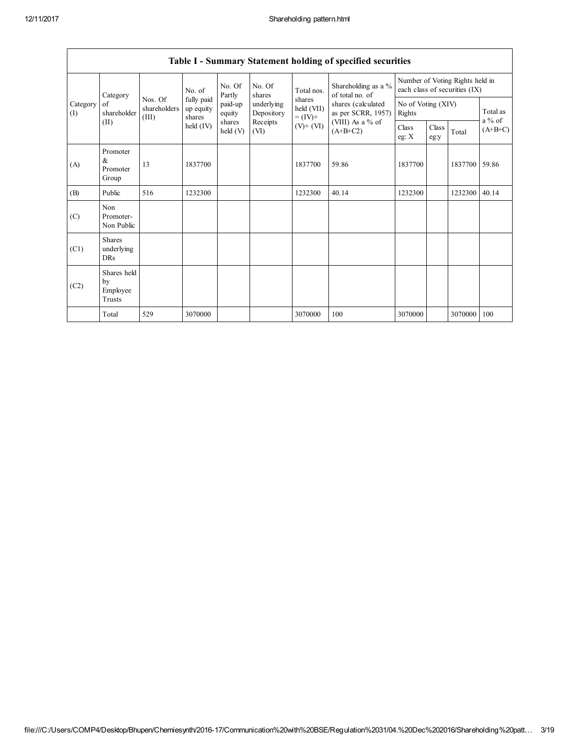| Table I - Summary Statement holding of specified securities | | | | | | | | | | | | |
|---|---|---|---|---|---|---|---|---|---|---|---|---|
| Category (I) | Category of shareholder (II) | Nos. Of shareholders (III) | No. of fully paid up equity shares held (IV) | No. Of Partly paid-up equity shares held (V) | No. Of shares underlying Depository Receipts (VI) | Total nos. shares held (VII) = (IV)+ (V)+ (VI) | Shareholding as a % of total no. of shares (calculated as per SCRR, 1957) (VIII) As a % of (A+B+C2) | Number of Voting Rights held in each class of securities (IX) | | | |
| | | | | | | | | No of Voting (XIV) Rights | | | Total as a % of (A+B+C) |
| | | | | | | | | Class eg: X | Class eg:y | Total | |
| (A) | Promoter & Promoter Group | 13 | 1837700 | | | 1837700 | 59.86 | 1837700 | | 1837700 | 59.86 |
| (B) | Public | 516 | 1232300 | | | 1232300 | 40.14 | 1232300 | | 1232300 | 40.14 |
| (C) | Non Promoter- Non Public | | | | | | | | | | |
| (C1) | Shares underlying DRs | | | | | | | | | | |
| (C2) | Shares held by Employee Trusts | | | | | | | | | | |
| | Total | 529 | 3070000 | | | 3070000 | 100 | 3070000 | | 3070000 | 100 |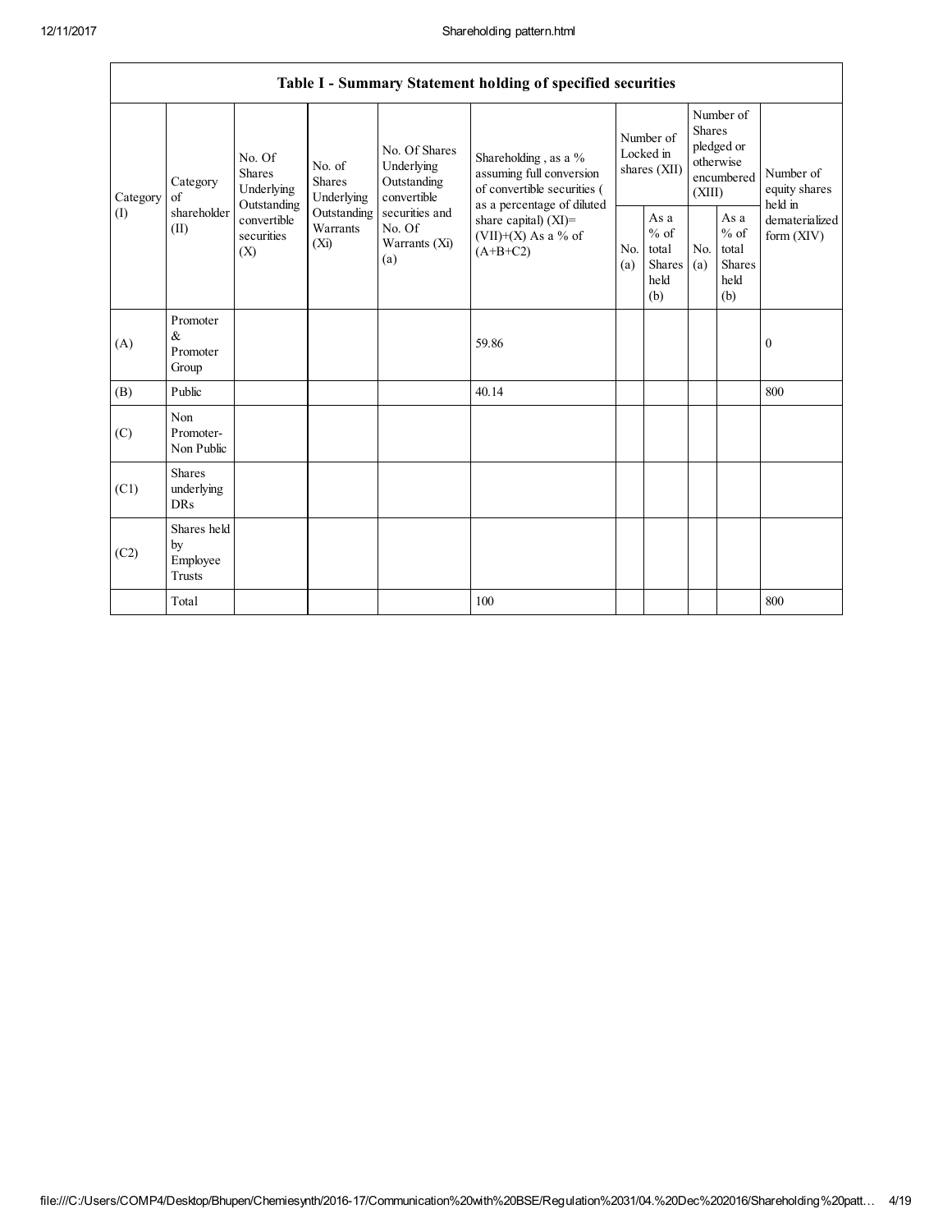| Table I - Summary Statement holding of specified securities | | | | | | | | | | | |
|---|---|---|---|---|---|---|---|---|---|---|---|
| Category (I) | Category of shareholder (II) | No. Of Shares Underlying Outstanding convertible securities (X) | No. of Shares Underlying Outstanding Warrants (Xi) | No. Of Shares Underlying Outstanding convertible securities and No. Of Warrants (Xi) (a) | Shareholding , as a % assuming full conversion of convertible securities ( as a percentage of diluted share capital) (XI)= (VII)+(X) As a % of (A+B+C2) | Number of Locked in shares (XII) | | Number of Shares pledged or otherwise encumbered (XIII) | | Number of equity shares held in dematerialized form (XIV) |
| | | | | | | No. (a) | As a % of total Shares held (b) | No. (a) | As a % of total Shares held (b) | |
| (A) | Promoter & Promoter Group | | | | 59.86 | | | | | 0 |
| (B) | Public | | | | 40.14 | | | | | 800 |
| (C) | Non Promoter- Non Public | | | | | | | | | |
| (C1) | Shares underlying DRs | | | | | | | | | |
| (C2) | Shares held by Employee Trusts | | | | | | | | | |
| | Total | | | | 100 | | | | | 800 |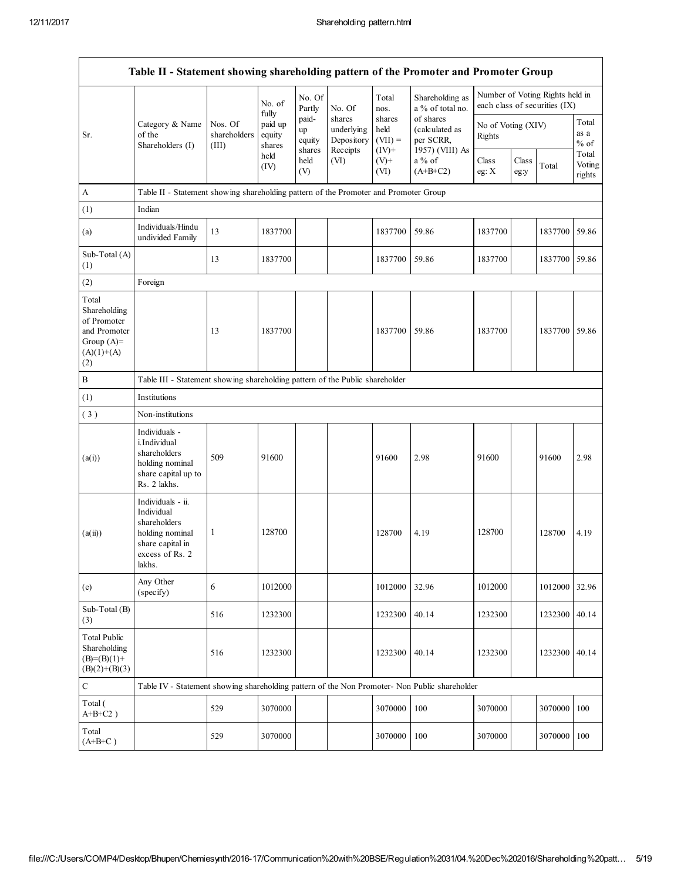| Table II - Statement showing shareholding pattern of the Promoter and Promoter Group | | | | | | | | | | | | |
|---|---|---|---|---|---|---|---|---|---|---|---|---|
| Sr. | Category & Name of the Shareholders (I) | Nos. Of shareholders (III) | No. of fully paid up equity shares held (IV) | No. Of Partly paid-up equity shares held (V) | No. Of shares underlying Depository Receipts (VI) | Total nos. shares held (VII) = (IV)+ (V)+ (VI) | Shareholding as a % of total no. of shares (calculated as per SCRR, 1957) (VIII) As a % of (A+B+C2) | Number of Voting Rights held in each class of securities (IX) | | | |
| | | | | | | | | No of Voting (XIV) Rights | | | Total as a % of Total Voting rights |
| | | | | | | | | Class eg: X | Class eg:y | Total | |
| A | Table II - Statement showing shareholding pattern of the Promoter and Promoter Group | | | | | | | | | | |
| (1) | Indian | | | | | | | | | | |
| (a) | Individuals/Hindu undivided Family | 13 | 1837700 | | | 1837700 | 59.86 | 1837700 | | 1837700 | 59.86 |
| Sub-Total (A) (1) | | 13 | 1837700 | | | 1837700 | 59.86 | 1837700 | | 1837700 | 59.86 |
| (2) | Foreign | | | | | | | | | | |
| Total Shareholding of Promoter and Promoter Group (A)= (A)(1)+(A) (2) | | 13 | 1837700 | | | 1837700 | 59.86 | 1837700 | | 1837700 | 59.86 |
| B | Table III - Statement showing shareholding pattern of the Public shareholder | | | | | | | | | | |
| (1) | Institutions | | | | | | | | | | |
| ( 3 ) | Non-institutions | | | | | | | | | | |
| (a(i)) | Individuals - i.Individual shareholders holding nominal share capital up to Rs. 2 lakhs. | 509 | 91600 | | | 91600 | 2.98 | 91600 | | 91600 | 2.98 |
| (a(ii)) | Individuals - ii. Individual shareholders holding nominal share capital in excess of Rs. 2 lakhs. | 1 | 128700 | | | 128700 | 4.19 | 128700 | | 128700 | 4.19 |
| (e) | Any Other (specify) | 6 | 1012000 | | | 1012000 | 32.96 | 1012000 | | 1012000 | 32.96 |
| Sub-Total (B) (3) | | 516 | 1232300 | | | 1232300 | 40.14 | 1232300 | | 1232300 | 40.14 |
| Total Public Shareholding (B)=(B)(1)+ (B)(2)+(B)(3) | | 516 | 1232300 | | | 1232300 | 40.14 | 1232300 | | 1232300 | 40.14 |
| C | Table IV - Statement showing shareholding pattern of the Non Promoter- Non Public shareholder | | | | | | | | | | |
| Total ( A+B+C2 ) | | 529 | 3070000 | | | 3070000 | 100 | 3070000 | | 3070000 | 100 |
| Total (A+B+C ) | | 529 | 3070000 | | | 3070000 | 100 | 3070000 | | 3070000 | 100 |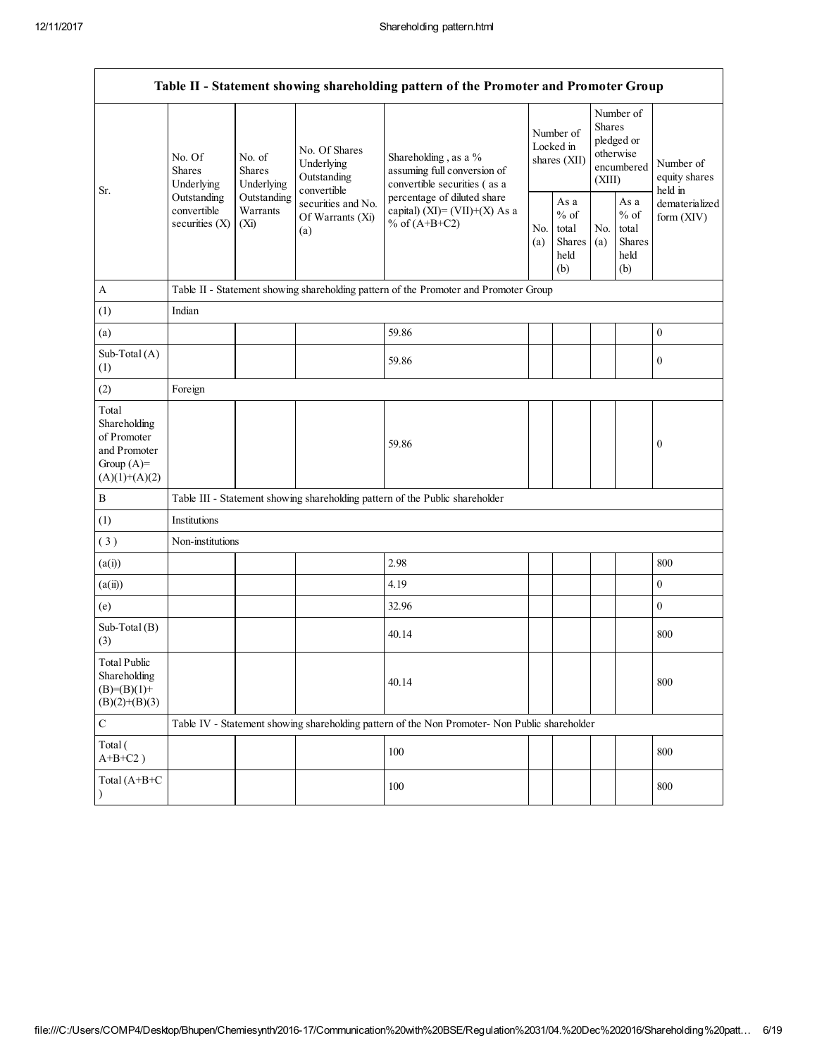| Table II - Statement showing shareholding pattern of the Promoter and Promoter Group | | | | | | | | | |
|---|---|---|---|---|---|---|---|---|---|
| Sr. | No. Of Shares Underlying Outstanding convertible securities (X) | No. of Shares Underlying Outstanding Warrants (Xi) | No. Of Shares Underlying Outstanding convertible securities and No. Of Warrants (Xi) (a) | Shareholding , as a % assuming full conversion of convertible securities ( as a percentage of diluted share capital) (XI)= (VII)+(X) As a % of (A+B+C2) | Number of Locked in shares (XII) | | Number of Shares pledged or otherwise encumbered (XIII) | | Number of equity shares held in dematerialized form (XIV) |
| | | | | | No. (a) | As a % of total Shares held (b) | No. (a) | As a % of total Shares held (b) | |
| A | Table II - Statement showing shareholding pattern of the Promoter and Promoter Group | | | | | | | | |
| (1) | Indian | | | | | | | | |
| (a) | | | | 59.86 | | | | | 0 |
| Sub-Total (A) (1) | | | | 59.86 | | | | | 0 |
| (2) | Foreign | | | | | | | | |
| Total Shareholding of Promoter and Promoter Group (A)= (A)(1)+(A)(2) | | | | 59.86 | | | | | 0 |
| B | Table III - Statement showing shareholding pattern of the Public shareholder | | | | | | | | |
| (1) | Institutions | | | | | | | | |
| ( 3 ) | Non-institutions | | | | | | | | |
| (a(i)) | | | | 2.98 | | | | | 800 |
| (a(ii)) | | | | 4.19 | | | | | 0 |
| (e) | | | | 32.96 | | | | | 0 |
| Sub-Total (B) (3) | | | | 40.14 | | | | | 800 |
| Total Public Shareholding (B)=(B)(1)+(B)(2)+(B)(3) | | | | 40.14 | | | | | 800 |
| C | Table IV - Statement showing shareholding pattern of the Non Promoter- Non Public shareholder | | | | | | | | |
| Total ( A+B+C2 ) | | | | 100 | | | | | 800 |
| Total (A+B+C ) | | | | 100 | | | | | 800 |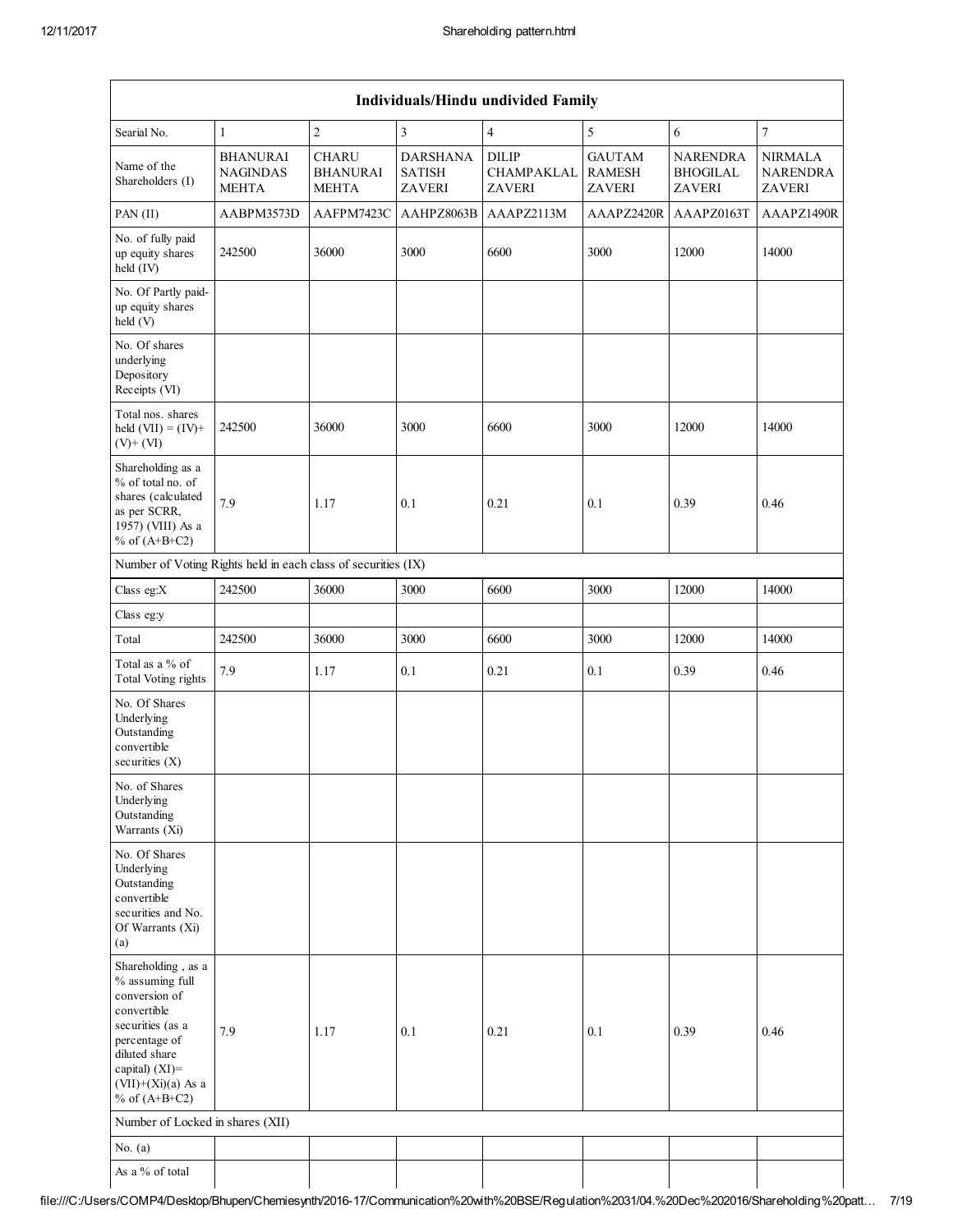| Individuals/Hindu undivided Family | | | | | | | |
|---|---|---|---|---|---|---|---|
| Searial No. | 1 | 2 | 3 | 4 | 5 | 6 | 7 |
| Name of the Shareholders (I) | BHANURAI NAGINDAS MEHTA | CHARU BHANURAI MEHTA | DARSHANA SATISH ZAVERI | DILIP CHAMPAKLAL ZAVERI | GAUTAM RAMESH ZAVERI | NARENDRA BHOGILAL ZAVERI | NIRMALA NARENDRA ZAVERI |
| PAN (II) | AABPM3573D | AAFPM7423C | AAHPZ8063B | AAAPZ2113M | AAAPZ2420R | AAAPZ0163T | AAAPZ1490R |
| No. of fully paid up equity shares held (IV) | 242500 | 36000 | 3000 | 6600 | 3000 | 12000 | 14000 |
| No. Of Partly paid-up equity shares held (V) | | | | | | | |
| No. Of shares underlying Depository Receipts (VI) | | | | | | | |
| Total nos. shares held (VII) = (IV)+ (V)+ (VI) | 242500 | 36000 | 3000 | 6600 | 3000 | 12000 | 14000 |
| Shareholding as a % of total no. of shares (calculated as per SCRR, 1957) (VIII) As a % of (A+B+C2) | 7.9 | 1.17 | 0.1 | 0.21 | 0.1 | 0.39 | 0.46 |
| Number of Voting Rights held in each class of securities (IX) | | | | | | | |
| Class eg:X | 242500 | 36000 | 3000 | 6600 | 3000 | 12000 | 14000 |
| Class eg:y | | | | | | | |
| Total | 242500 | 36000 | 3000 | 6600 | 3000 | 12000 | 14000 |
| Total as a % of Total Voting rights | 7.9 | 1.17 | 0.1 | 0.21 | 0.1 | 0.39 | 0.46 |
| No. Of Shares Underlying Outstanding convertible securities (X) | | | | | | | |
| No. of Shares Underlying Outstanding Warrants (Xi) | | | | | | | |
| No. Of Shares Underlying Outstanding convertible securities and No. Of Warrants (Xi) (a) | | | | | | | |
| Shareholding , as a % assuming full conversion of convertible securities (as a percentage of diluted share capital) (XI)= (VII)+(Xi)(a) As a % of (A+B+C2) | 7.9 | 1.17 | 0.1 | 0.21 | 0.1 | 0.39 | 0.46 |
| Number of Locked in shares (XII) | | | | | | | |
| No. (a) | | | | | | | |
| As a % of total | | | | | | | |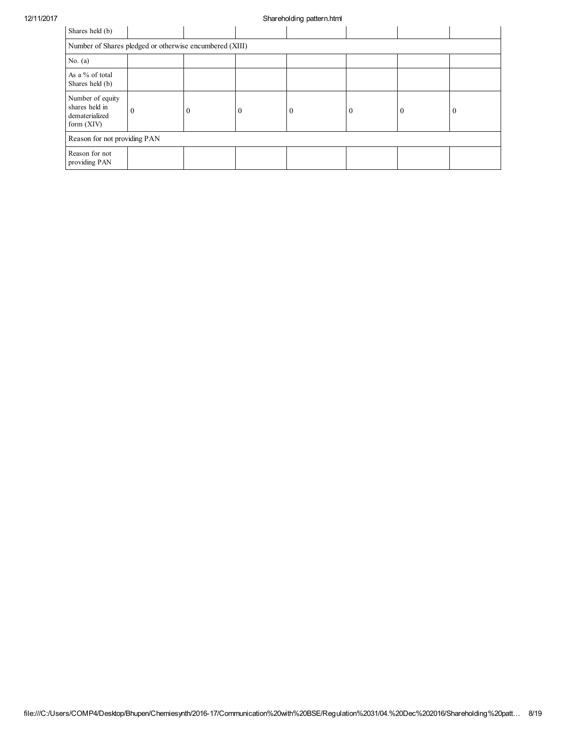| Shares held (b) | | | | | | | |
|---|---|---|---|---|---|---|---|
| Number of Shares pledged or otherwise encumbered (XIII) | | | | | | | |
| No. (a) | | | | | | | |
| As a % of total Shares held (b) | | | | | | | |
| Number of equity shares held in dematerialized form (XIV) | 0 | 0 | 0 | 0 | 0 | 0 | 0 |
| Reason for not providing PAN | | | | | | | |
| Reason for not providing PAN | | | | | | | |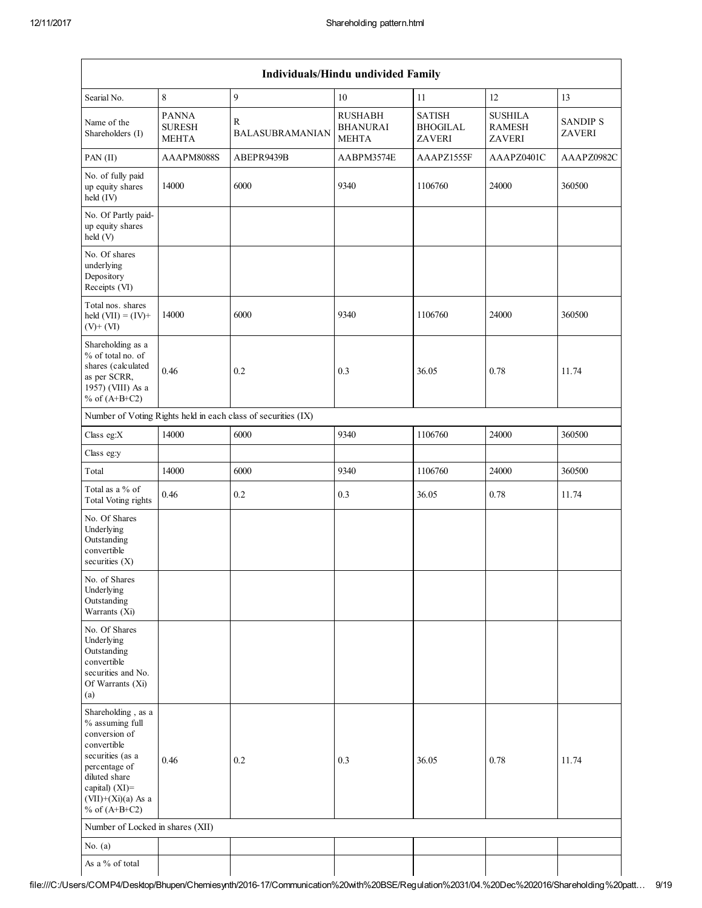| Individuals/Hindu undivided Family | | | | | | |
|---|---|---|---|---|---|---|
| Searial No. | 8 | 9 | 10 | 11 | 12 | 13 |
| Name of the Shareholders (I) | PANNA SURESH MEHTA | R BALASUBRAMANIAN | RUSHABH BHANURAI MEHTA | SATISH BHOGILAL ZAVERI | SUSHILA RAMESH ZAVERI | SANDIP S ZAVERI |
| PAN (II) | AAAPM8088S | ABEPR9439B | AABPM3574E | AAAPZ1555F | AAAPZ0401C | AAAPZ0982C |
| No. of fully paid up equity shares held (IV) | 14000 | 6000 | 9340 | 1106760 | 24000 | 360500 |
| No. Of Partly paid-up equity shares held (V) | | | | | | |
| No. Of shares underlying Depository Receipts (VI) | | | | | | |
| Total nos. shares held (VII) = (IV)+(V)+ (VI) | 14000 | 6000 | 9340 | 1106760 | 24000 | 360500 |
| Shareholding as a % of total no. of shares (calculated as per SCRR, 1957) (VIII) As a % of (A+B+C2) | 0.46 | 0.2 | 0.3 | 36.05 | 0.78 | 11.74 |
| Number of Voting Rights held in each class of securities (IX) | | | | | | |
| Class eg:X | 14000 | 6000 | 9340 | 1106760 | 24000 | 360500 |
| Class eg:y | | | | | | |
| Total | 14000 | 6000 | 9340 | 1106760 | 24000 | 360500 |
| Total as a % of Total Voting rights | 0.46 | 0.2 | 0.3 | 36.05 | 0.78 | 11.74 |
| No. Of Shares Underlying Outstanding convertible securities (X) | | | | | | |
| No. of Shares Underlying Outstanding Warrants (Xi) | | | | | | |
| No. Of Shares Underlying Outstanding convertible securities and No. Of Warrants (Xi) (a) | | | | | | |
| Shareholding , as a % assuming full conversion of convertible securities (as a percentage of diluted share capital) (XI)= (VII)+(Xi)(a) As a % of (A+B+C2) | 0.46 | 0.2 | 0.3 | 36.05 | 0.78 | 11.74 |
| Number of Locked in shares (XII) | | | | | | |
| No. (a) | | | | | | |
| As a % of total | | | | | | |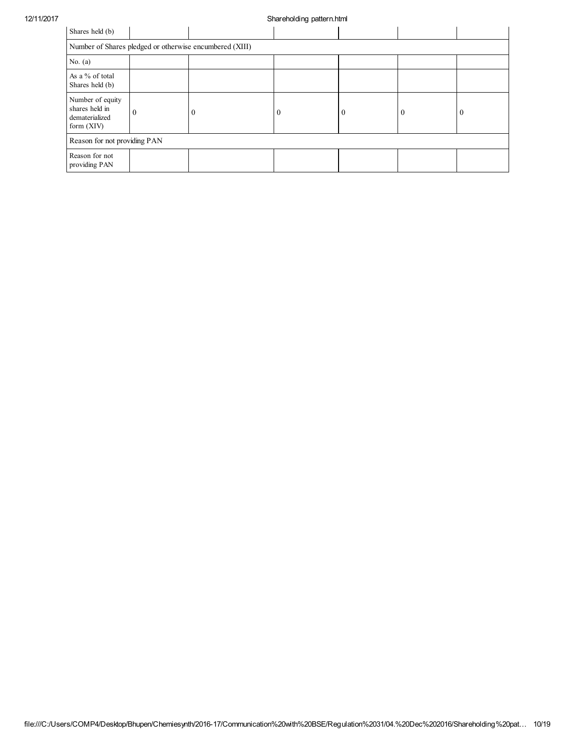| Shares held (b) | | | | | | |
|---|---|---|---|---|---|---|
| Number of Shares pledged or otherwise encumbered (XIII) | | | | | | |
| No. (a) | | | | | | |
| As a % of total Shares held (b) | | | | | | |
| Number of equity shares held in dematerialized form (XIV) | 0 | 0 | 0 | 0 | 0 | 0 |
| Reason for not providing PAN | | | | | | |
| Reason for not providing PAN | | | | | | |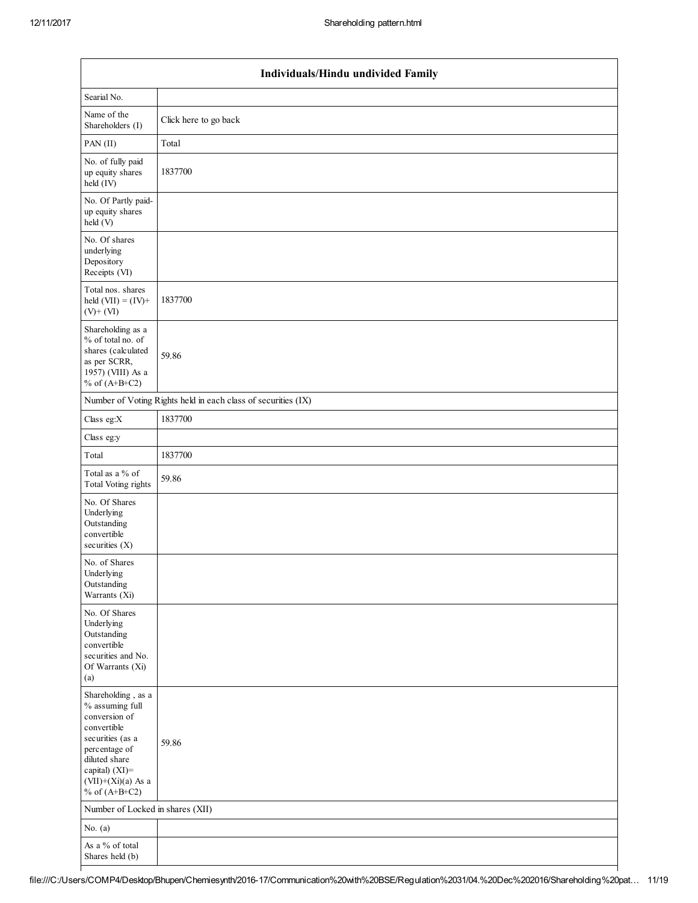| Individuals/Hindu undivided Family | |
| --- | --- |
| Searial No. | |
| Name of the Shareholders (I) | Click here to go back |
| PAN (II) | Total |
| No. of fully paid up equity shares held (IV) | 1837700 |
| No. Of Partly paid-up equity shares held (V) | |
| No. Of shares underlying Depository Receipts (VI) | |
| Total nos. shares held (VII) = (IV)+ (V)+ (VI) | 1837700 |
| Shareholding as a % of total no. of shares (calculated as per SCRR, 1957) (VIII) As a % of (A+B+C2) | 59.86 |
| Number of Voting Rights held in each class of securities (IX) | |
| Class eg:X | 1837700 |
| Class eg:y | |
| Total | 1837700 |
| Total as a % of Total Voting rights | 59.86 |
| No. Of Shares Underlying Outstanding convertible securities (X) | |
| No. of Shares Underlying Outstanding Warrants (Xi) | |
| No. Of Shares Underlying Outstanding convertible securities and No. Of Warrants (Xi) (a) | |
| Shareholding , as a % assuming full conversion of convertible securities (as a percentage of diluted share capital) (XI)= (VII)+(Xi)(a) As a % of (A+B+C2) | 59.86 |
| Number of Locked in shares (XII) | |
| No. (a) | |
| As a % of total Shares held (b) | |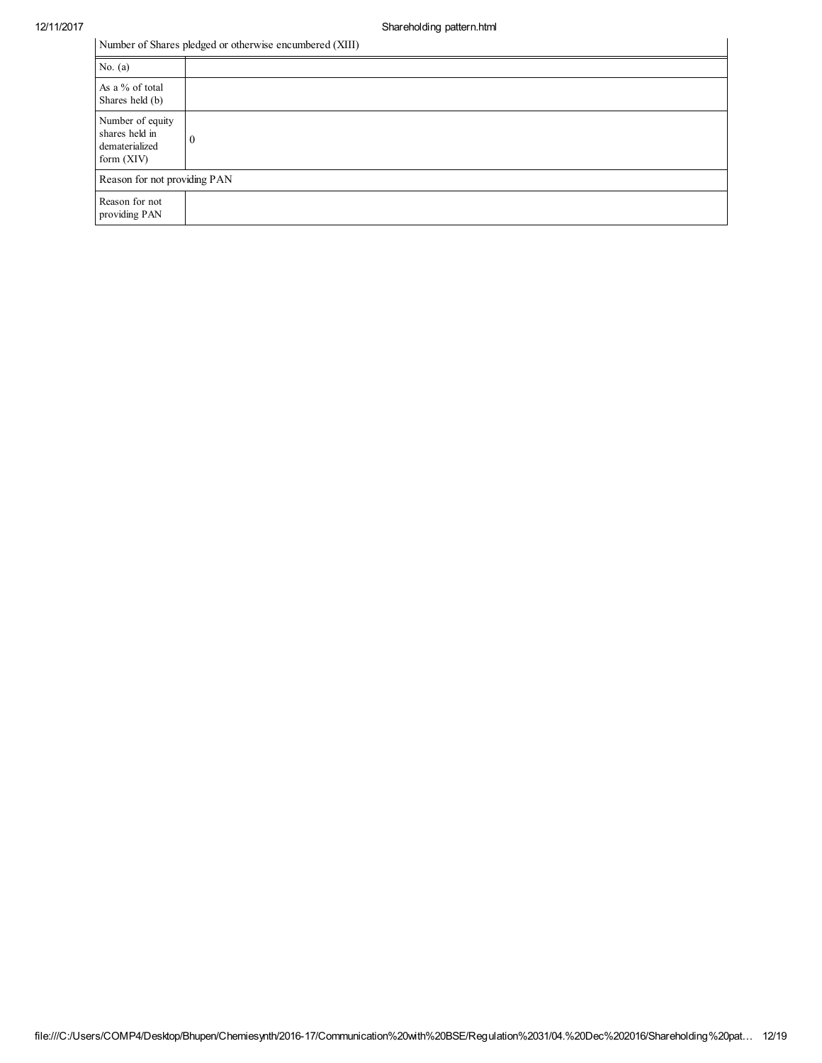| Number of Shares pledged or otherwise encumbered (XIII) | |
|---|---|
| No. (a) | |
| As a % of total Shares held (b) | |
| Number of equity shares held in dematerialized form (XIV) | 0 |
| Reason for not providing PAN | |
| Reason for not providing PAN | |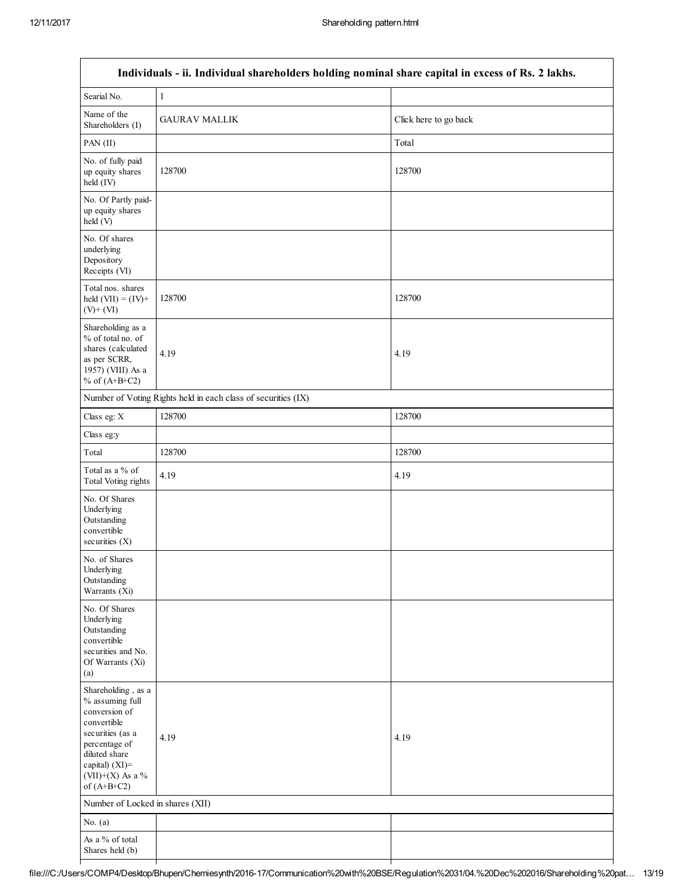| Individuals - ii. Individual shareholders holding nominal share capital in excess of Rs. 2 lakhs. | | |
|---|---|---|
| Searial No. | 1 | |
| Name of the Shareholders (I) | GAURAV MALLIK | Click here to go back |
| PAN (II) | | Total |
| No. of fully paid up equity shares held (IV) | 128700 | 128700 |
| No. Of Partly paid-up equity shares held (V) | | |
| No. Of shares underlying Depository Receipts (VI) | | |
| Total nos. shares held (VII) = (IV)+ (V)+ (VI) | 128700 | 128700 |
| Shareholding as a % of total no. of shares (calculated as per SCRR, 1957) (VIII) As a % of (A+B+C2) | 4.19 | 4.19 |
| Number of Voting Rights held in each class of securities (IX) | | |
| Class eg: X | 128700 | 128700 |
| Class eg:y | | |
| Total | 128700 | 128700 |
| Total as a % of Total Voting rights | 4.19 | 4.19 |
| No. Of Shares Underlying Outstanding convertible securities (X) | | |
| No. of Shares Underlying Outstanding Warrants (Xi) | | |
| No. Of Shares Underlying Outstanding convertible securities and No. Of Warrants (Xi) (a) | | |
| Shareholding , as a % assuming full conversion of convertible securities (as a percentage of diluted share capital) (XI)= (VII)+(X) As a % of (A+B+C2) | 4.19 | 4.19 |
| Number of Locked in shares (XII) | | |
| No. (a) | | |
| As a % of total Shares held (b) | | |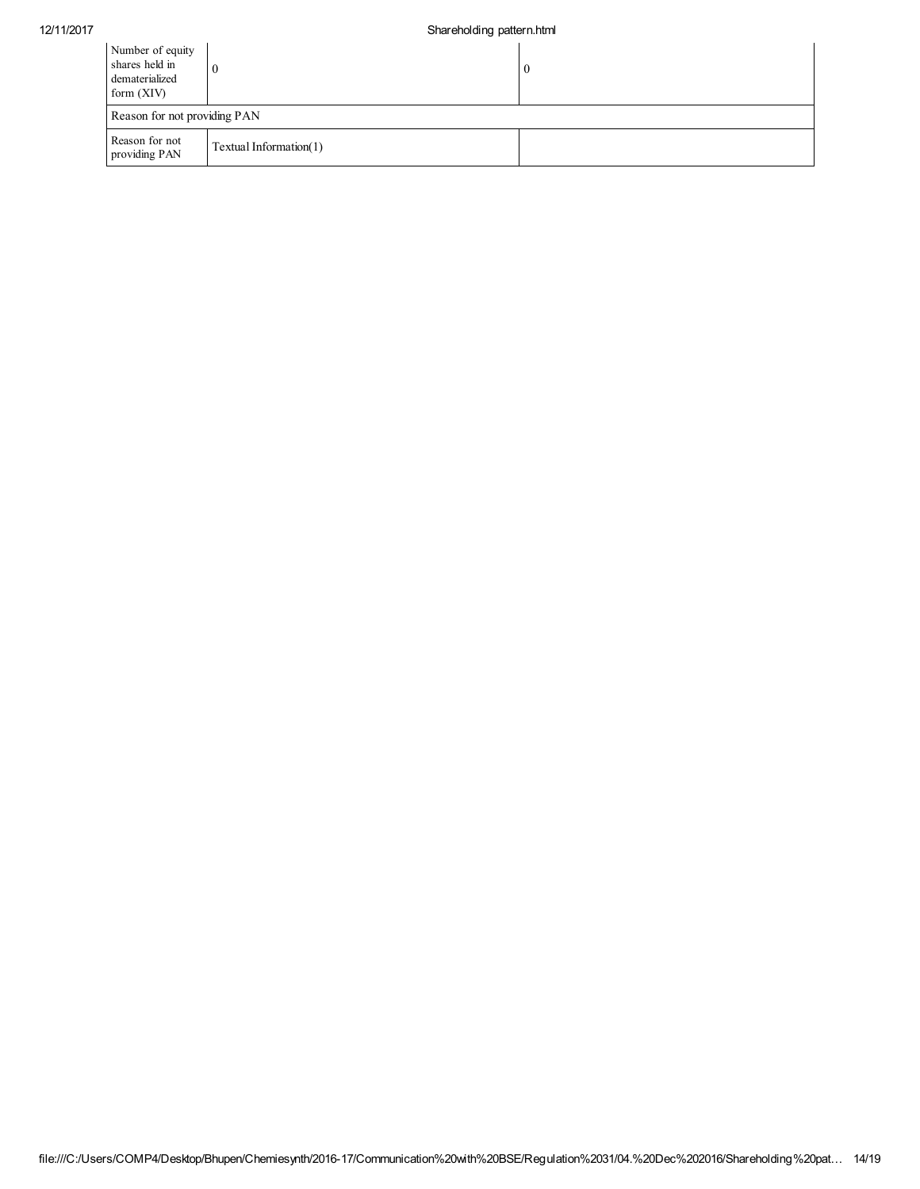| Number of equity shares held in dematerialized form (XIV) | 0 | 0 |
| --- | --- | --- |
| Reason for not providing PAN | | |
| Reason for not providing PAN | Textual Information(1) | |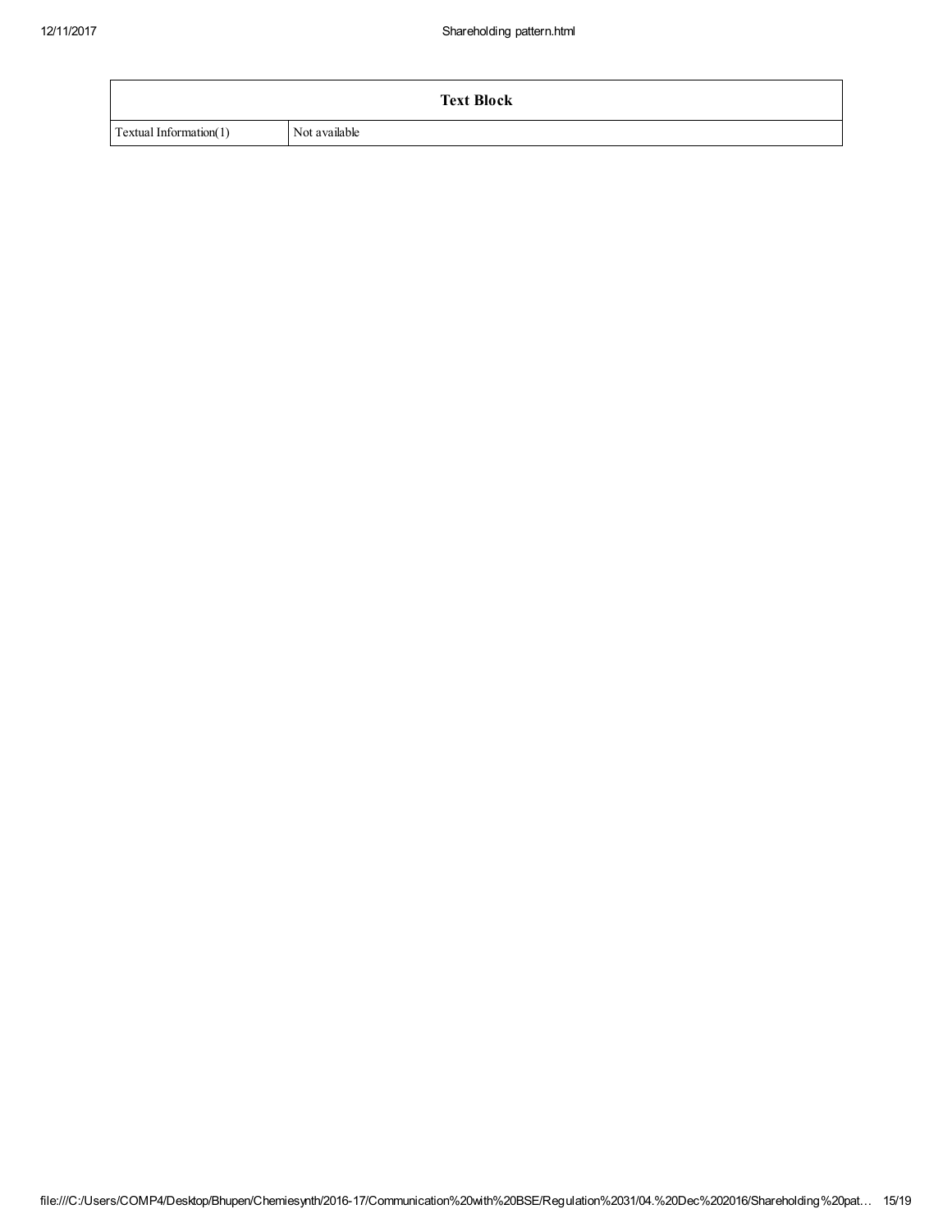| Text Block | |
|---|---|
| Textual Information(1) | Not available |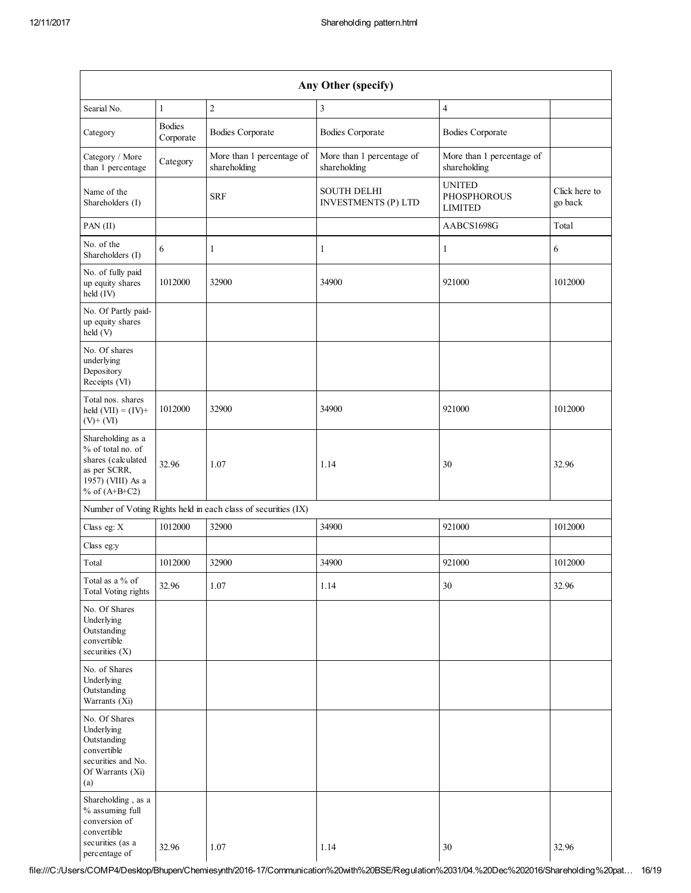| Any Other (specify) | | | | | |
|---|---|---|---|---|---|
| Searial No. | 1 | 2 | 3 | 4 | |
| Category | Bodies Corporate | Bodies Corporate | Bodies Corporate | Bodies Corporate | |
| Category / More than 1 percentage | Category | More than 1 percentage of shareholding | More than 1 percentage of shareholding | More than 1 percentage of shareholding | |
| Name of the Shareholders (I) | | SRF | SOUTH DELHI INVESTMENTS (P) LTD | UNITED PHOSPHOROUS LIMITED | Click here to go back |
| PAN (II) | | | | AABCS1698G | Total |
| No. of the Shareholders (I) | 6 | 1 | 1 | 1 | 6 |
| No. of fully paid up equity shares held (IV) | 1012000 | 32900 | 34900 | 921000 | 1012000 |
| No. Of Partly paid-up equity shares held (V) | | | | | |
| No. Of shares underlying Depository Receipts (VI) | | | | | |
| Total nos. shares held (VII) = (IV)+ (V)+ (VI) | 1012000 | 32900 | 34900 | 921000 | 1012000 |
| Shareholding as a % of total no. of shares (calculated as per SCRR, 1957) (VIII) As a % of (A+B+C2) | 32.96 | 1.07 | 1.14 | 30 | 32.96 |
| Number of Voting Rights held in each class of securities (IX) | | | | | |
| Class eg: X | 1012000 | 32900 | 34900 | 921000 | 1012000 |
| Class eg:y | | | | | |
| Total | 1012000 | 32900 | 34900 | 921000 | 1012000 |
| Total as a % of Total Voting rights | 32.96 | 1.07 | 1.14 | 30 | 32.96 |
| No. Of Shares Underlying Outstanding convertible securities (X) | | | | | |
| No. of Shares Underlying Outstanding Warrants (Xi) | | | | | |
| No. Of Shares Underlying Outstanding convertible securities and No. Of Warrants (Xi) (a) | | | | | |
| Shareholding , as a % assuming full conversion of convertible securities (as a percentage of | 32.96 | 1.07 | 1.14 | 30 | 32.96 |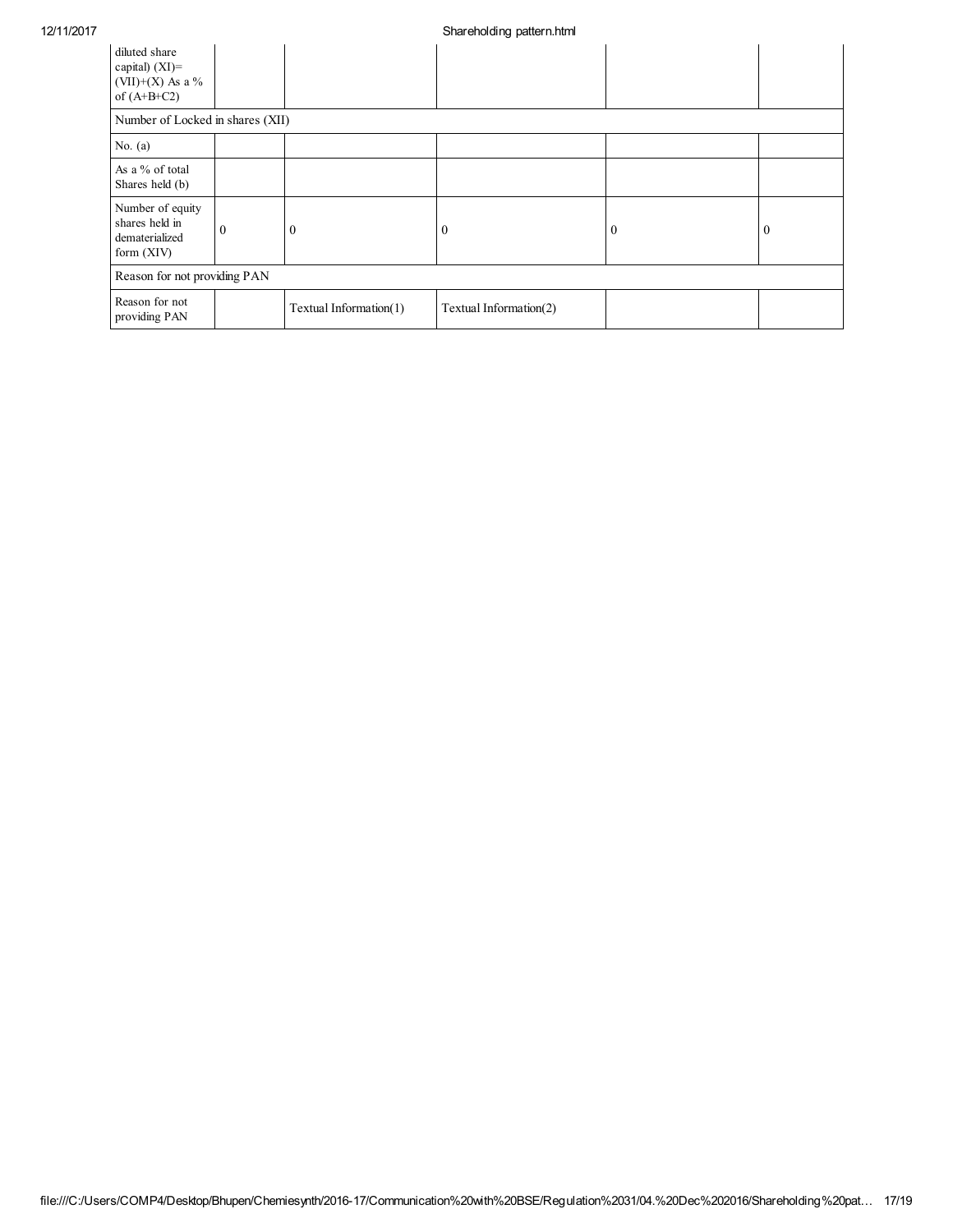| diluted share capital) (XI)= (VII)+(X) As a % of (A+B+C2) | | | | | |
|---|---|---|---|---|---|
| Number of Locked in shares (XII) | | | | | |
| No. (a) | | | | | |
| As a % of total Shares held (b) | | | | | |
| Number of equity shares held in dematerialized form (XIV) | 0 | 0 | 0 | 0 | 0 |
| Reason for not providing PAN | | | | | |
| Reason for not providing PAN | | Textual Information(1) | Textual Information(2) | | |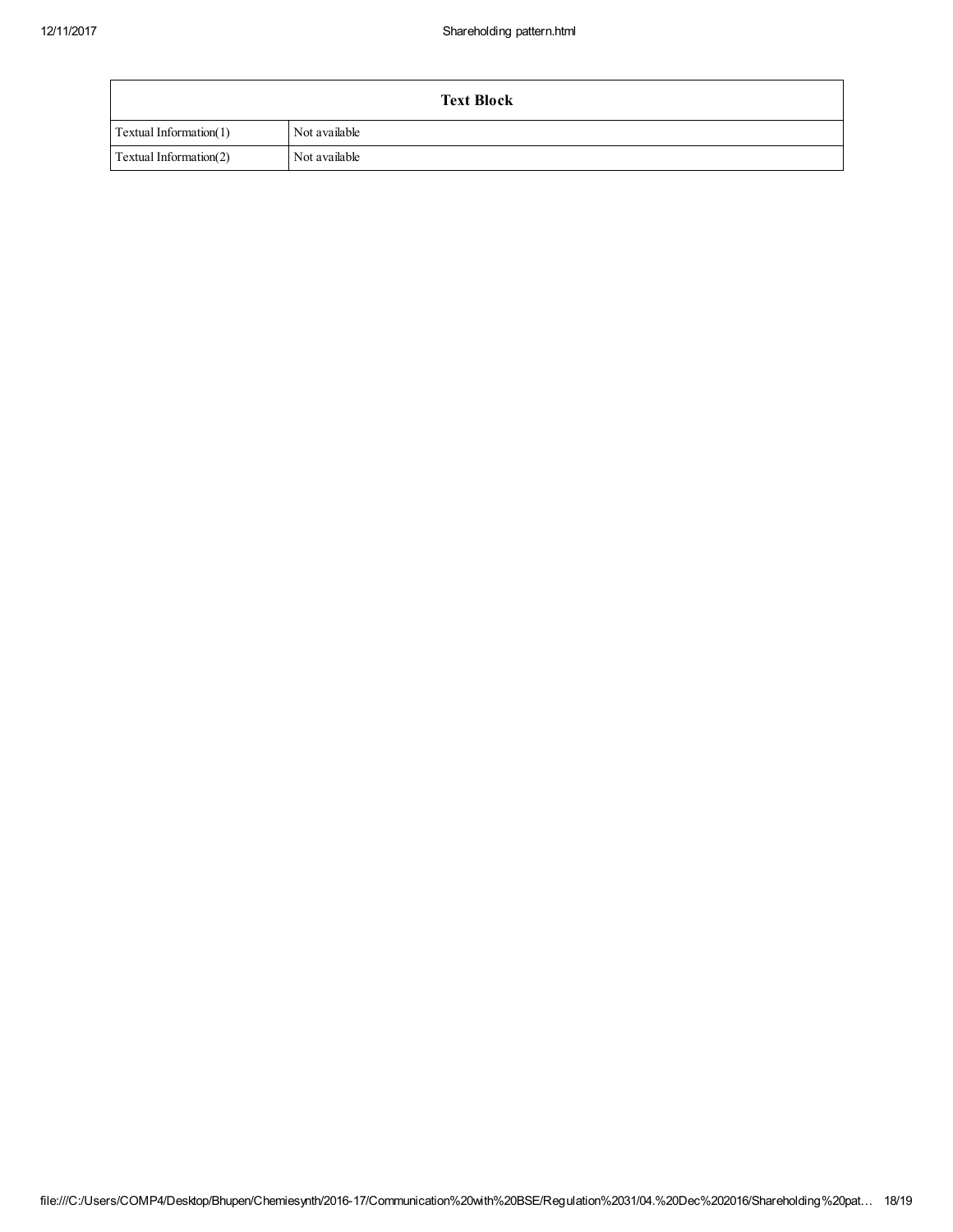| Text Block | |
|---|---|
| Textual Information(1) | Not available |
| Textual Information(2) | Not available |